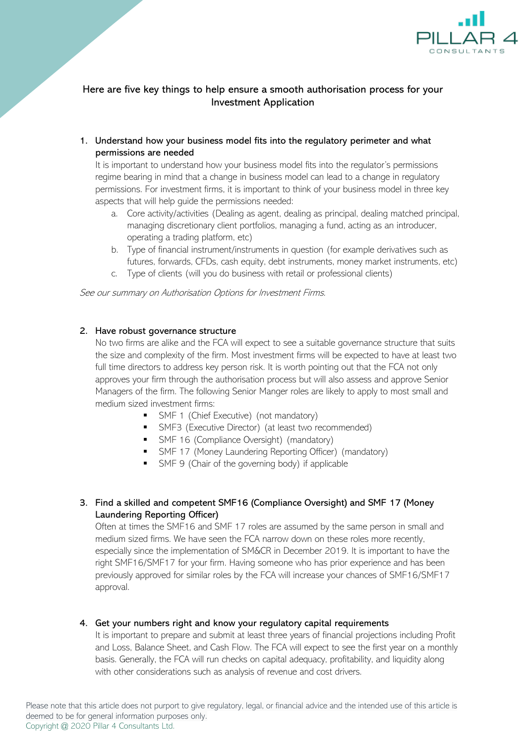## Here are five key things to help ensure a smooth authorisation process for your Investment Application

1. **Understand how your business model fits into the regulatory perimeter and what permissions are needed**

   It is important to understand how your business model fits into the regulator's permissions regime bearing in mind that a change in business model can lead to a change in regulatory permissions. For investment firms, it is important to think of your business model in three key aspects that will help guide the permissions needed:

   a. Core activity/activities (Dealing as agent, dealing as principal, dealing matched principal, managing discretionary client portfolios, managing a fund, acting as an introducer, operating a trading platform, etc)

   b. Type of financial instrument/instruments in question (for example derivatives such as futures, forwards, CFDs, cash equity, debt instruments, money market instruments, etc)

   c. Type of clients (will you do business with retail or professional clients)

*See our summary on Authorisation Options for Investment Firms.*

2. **Have robust governance structure**

   No two firms are alike and the FCA will expect to see a suitable governance structure that suits the size and complexity of the firm. Most investment firms will be expected to have at least two full time directors to address key person risk. It is worth pointing out that the FCA not only approves your firm through the authorisation process but will also assess and approve Senior Managers of the firm. The following Senior Manger roles are likely to apply to most small and medium sized investment firms:

   - SMF 1 (Chief Executive) (not mandatory)
   - SMF3 (Executive Director) (at least two recommended)
   - SMF 16 (Compliance Oversight) (mandatory)
   - SMF 17 (Money Laundering Reporting Officer) (mandatory)
   - SMF 9 (Chair of the governing body) if applicable

3. **Find a skilled and competent SMF16 (Compliance Oversight) and SMF 17 (Money Laundering Reporting Officer)**

   Often at times the SMF16 and SMF 17 roles are assumed by the same person in small and medium sized firms. We have seen the FCA narrow down on these roles more recently, especially since the implementation of SM&CR in December 2019. It is important to have the right SMF16/SMF17 for your firm. Having someone who has prior experience and has been previously approved for similar roles by the FCA will increase your chances of SMF16/SMF17 approval.

4. **Get your numbers right and know your regulatory capital requirements**

   It is important to prepare and submit at least three years of financial projections including Profit and Loss, Balance Sheet, and Cash Flow. The FCA will expect to see the first year on a monthly basis. Generally, the FCA will run checks on capital adequacy, profitability, and liquidity along with other considerations such as analysis of revenue and cost drivers.

Please note that this article does not purport to give regulatory, legal, or financial advice and the intended use of this article is deemed to be for general information purposes only.
Copyright @ 2020 Pillar 4 Consultants Ltd.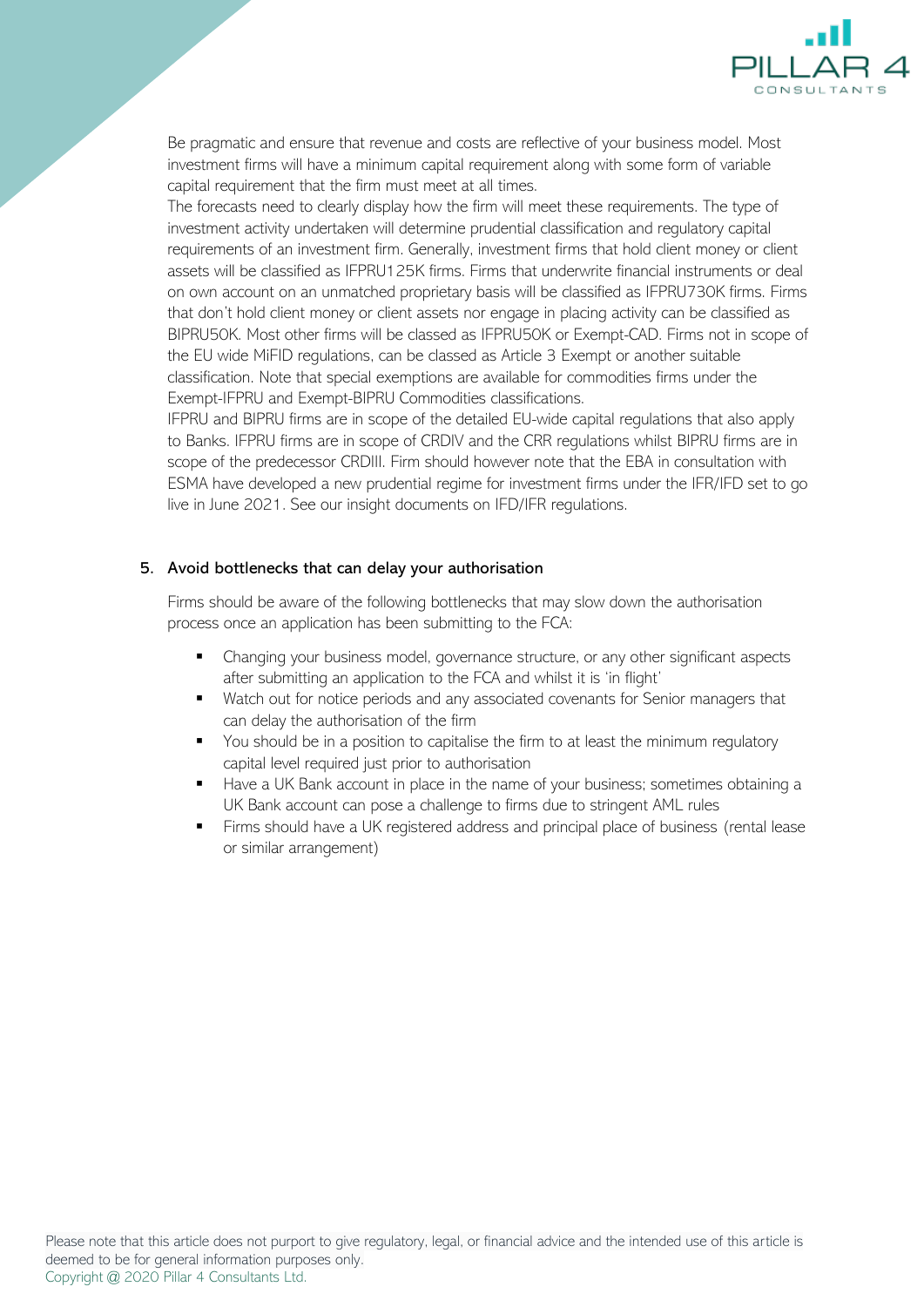Be pragmatic and ensure that revenue and costs are reflective of your business model. Most investment firms will have a minimum capital requirement along with some form of variable capital requirement that the firm must meet at all times.

The forecasts need to clearly display how the firm will meet these requirements. The type of investment activity undertaken will determine prudential classification and regulatory capital requirements of an investment firm. Generally, investment firms that hold client money or client assets will be classified as IFPRU125K firms. Firms that underwrite financial instruments or deal on own account on an unmatched proprietary basis will be classified as IFPRU730K firms. Firms that don't hold client money or client assets nor engage in placing activity can be classified as BIPRU50K. Most other firms will be classed as IFPRU50K or Exempt-CAD. Firms not in scope of the EU wide MiFID regulations, can be classed as Article 3 Exempt or another suitable classification. Note that special exemptions are available for commodities firms under the Exempt-IFPRU and Exempt-BIPRU Commodities classifications.

IFPRU and BIPRU firms are in scope of the detailed EU-wide capital regulations that also apply to Banks. IFPRU firms are in scope of CRDIV and the CRR regulations whilst BIPRU firms are in scope of the predecessor CRDIII. Firm should however note that the EBA in consultation with ESMA have developed a new prudential regime for investment firms under the IFR/IFD set to go live in June 2021. See our insight documents on IFD/IFR regulations.

5. Avoid bottlenecks that can delay your authorisation

Firms should be aware of the following bottlenecks that may slow down the authorisation process once an application has been submitting to the FCA:

- Changing your business model, governance structure, or any other significant aspects after submitting an application to the FCA and whilst it is 'in flight'
- Watch out for notice periods and any associated covenants for Senior managers that can delay the authorisation of the firm
- You should be in a position to capitalise the firm to at least the minimum regulatory capital level required just prior to authorisation
- Have a UK Bank account in place in the name of your business; sometimes obtaining a UK Bank account can pose a challenge to firms due to stringent AML rules
- Firms should have a UK registered address and principal place of business (rental lease or similar arrangement)

Please note that this article does not purport to give regulatory, legal, or financial advice and the intended use of this article is deemed to be for general information purposes only.
Copyright @ 2020 Pillar 4 Consultants Ltd.